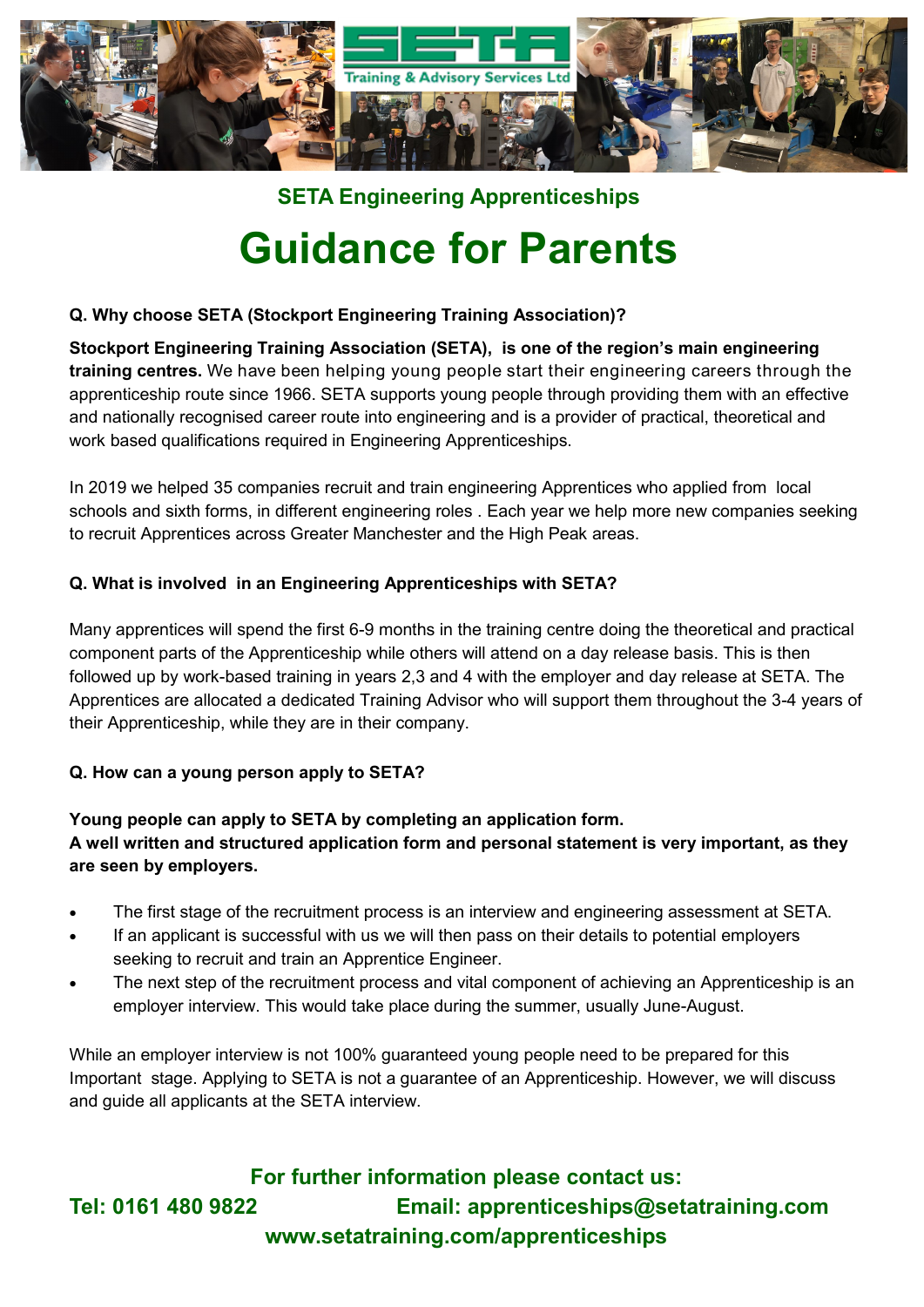## SETA Engineering Apprenticeships

# Guidance for Parents

**Q. Why choose SETA (Stockport Engineering Training Association)?**

**Stockport Engineering Training Association (SETA), is one of the region's main engineering training centres.** We have been helping young people start their engineering careers through the apprenticeship route since 1966. SETA supports young people through providing them with an effective and nationally recognised career route into engineering and is a provider of practical, theoretical and work based qualifications required in Engineering Apprenticeships.

In 2019 we helped 35 companies recruit and train engineering Apprentices who applied from local schools and sixth forms, in different engineering roles . Each year we help more new companies seeking to recruit Apprentices across Greater Manchester and the High Peak areas.

**Q. What is involved in an Engineering Apprenticeships with SETA?**

Many apprentices will spend the first 6-9 months in the training centre doing the theoretical and practical component parts of the Apprenticeship while others will attend on a day release basis. This is then followed up by work-based training in years 2,3 and 4 with the employer and day release at SETA. The Apprentices are allocated a dedicated Training Advisor who will support them throughout the 3-4 years of their Apprenticeship, while they are in their company.

**Q. How can a young person apply to SETA?**

**Young people can apply to SETA by completing an application form.**
**A well written and structured application form and personal statement is very important, as they are seen by employers.**

- The first stage of the recruitment process is an interview and engineering assessment at SETA.
- If an applicant is successful with us we will then pass on their details to potential employers seeking to recruit and train an Apprentice Engineer.
- The next step of the recruitment process and vital component of achieving an Apprenticeship is an employer interview. This would take place during the summer, usually June-August.

While an employer interview is not 100% guaranteed young people need to be prepared for this Important stage. Applying to SETA is not a guarantee of an Apprenticeship. However, we will discuss and guide all applicants at the SETA interview.

**For further information please contact us:**

**Tel: 0161 480 9822** **Email: apprenticeships@setatraining.com**

**www.setatraining.com/apprenticeships**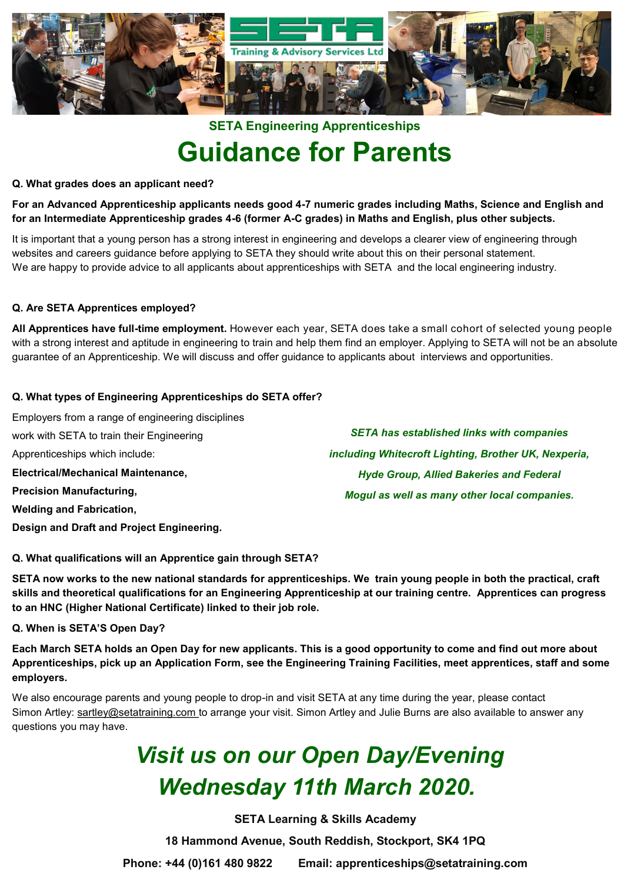SETA Training & Advisory Services Ltd

## SETA Engineering Apprenticeships

# Guidance for Parents

**Q. What grades does an applicant need?**

**For an Advanced Apprenticeship applicants needs good 4-7 numeric grades including Maths, Science and English and for an Intermediate Apprenticeship grades 4-6 (former A-C grades) in Maths and English, plus other subjects.**

It is important that a young person has a strong interest in engineering and develops a clearer view of engineering through websites and careers guidance before applying to SETA they should write about this on their personal statement.
We are happy to provide advice to all applicants about apprenticeships with SETA and the local engineering industry.

**Q. Are SETA Apprentices employed?**

**All Apprentices have full-time employment.** However each year, SETA does take a small cohort of selected young people with a strong interest and aptitude in engineering to train and help them find an employer. Applying to SETA will not be an absolute guarantee of an Apprenticeship. We will discuss and offer guidance to applicants about interviews and opportunities.

**Q. What types of Engineering Apprenticeships do SETA offer?**

Employers from a range of engineering disciplines work with SETA to train their Engineering Apprenticeships which include:

**Electrical/Mechanical Maintenance,**
**Precision Manufacturing,**
**Welding and Fabrication,**
**Design and Draft and Project Engineering.**

***SETA has established links with companies including Whitecroft Lighting, Brother UK, Nexperia, Hyde Group, Allied Bakeries and Federal Mogul as well as many other local companies.***

**Q. What qualifications will an Apprentice gain through SETA?**

**SETA now works to the new national standards for apprenticeships. We train young people in both the practical, craft skills and theoretical qualifications for an Engineering Apprenticeship at our training centre. Apprentices can progress to an HNC (Higher National Certificate) linked to their job role.**

**Q. When is SETA'S Open Day?**

**Each March SETA holds an Open Day for new applicants. This is a good opportunity to come and find out more about Apprenticeships, pick up an Application Form, see the Engineering Training Facilities, meet apprentices, staff and some employers.**

We also encourage parents and young people to drop-in and visit SETA at any time during the year, please contact Simon Artley: sartley@setatraining.com to arrange your visit. Simon Artley and Julie Burns are also available to answer any questions you may have.

## *Visit us on our Open Day/Evening Wednesday 11th March 2020.*

**SETA Learning & Skills Academy**

**18 Hammond Avenue, South Reddish, Stockport, SK4 1PQ**

**Phone: +44 (0)161 480 9822 Email: apprenticeships@setatraining.com**